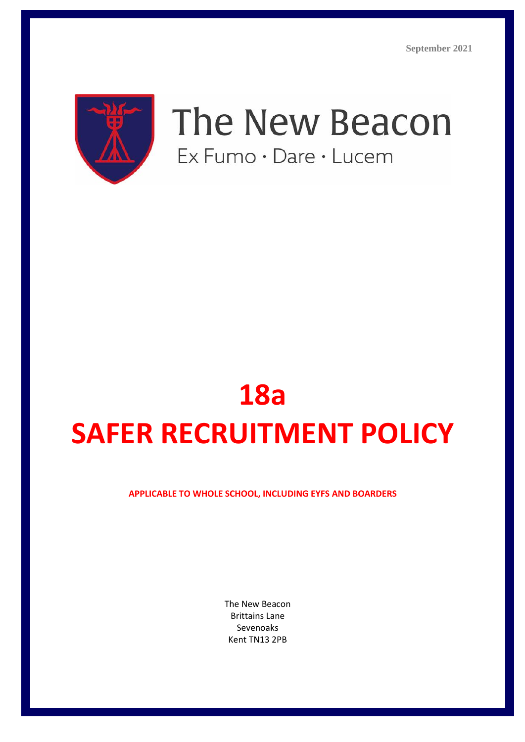September 2021

The New Beacon

Ex Fumo · Dare · Lucem

# 18a

# SAFER RECRUITMENT POLICY

**APPLICABLE TO WHOLE SCHOOL, INCLUDING EYFS AND BOARDERS**

The New Beacon
Brittains Lane
Sevenoaks
Kent TN13 2PB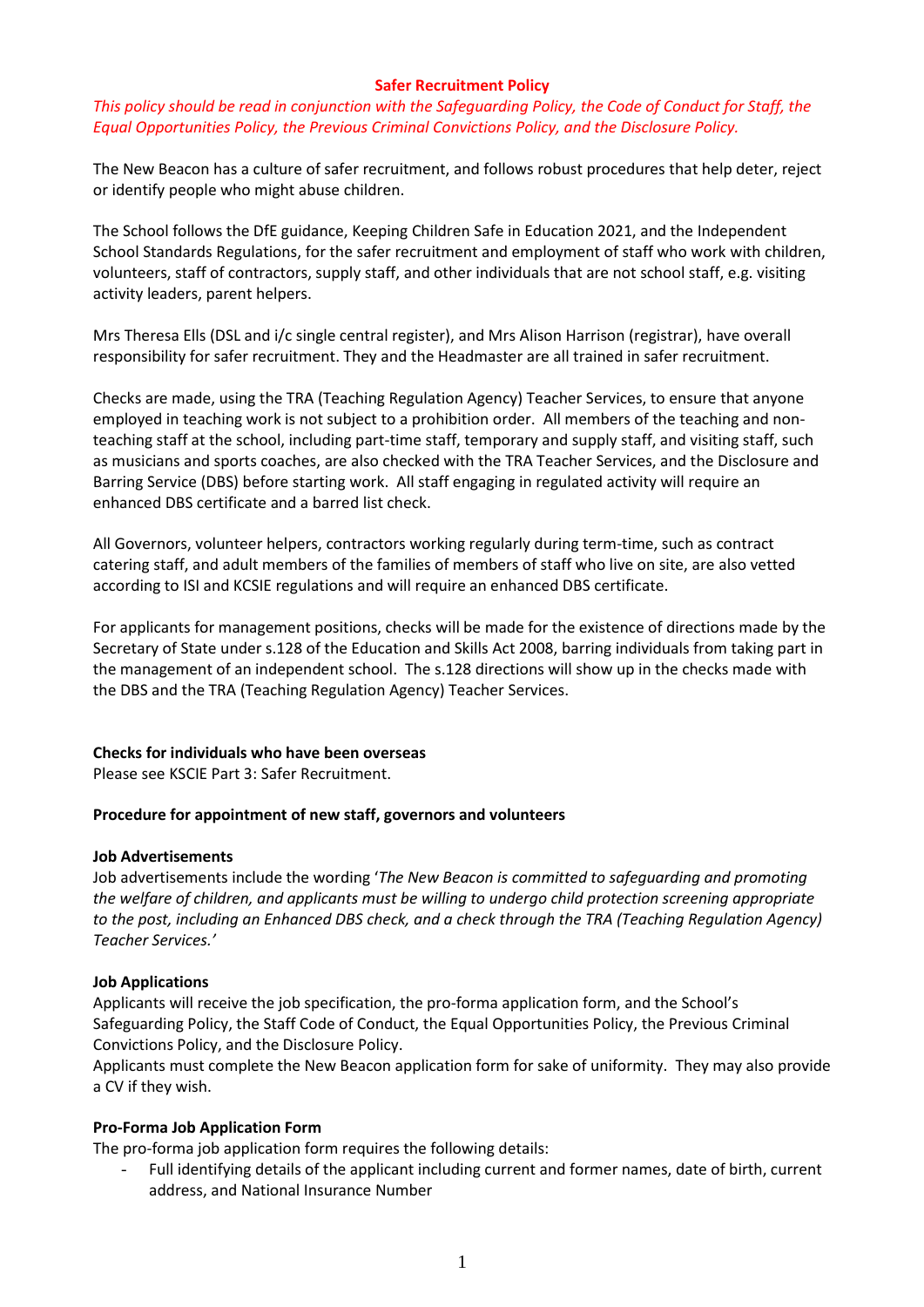**Safer Recruitment Policy**

*This policy should be read in conjunction with the Safeguarding Policy, the Code of Conduct for Staff, the Equal Opportunities Policy, the Previous Criminal Convictions Policy, and the Disclosure Policy.*

The New Beacon has a culture of safer recruitment, and follows robust procedures that help deter, reject or identify people who might abuse children.

The School follows the DfE guidance, Keeping Children Safe in Education 2021, and the Independent School Standards Regulations, for the safer recruitment and employment of staff who work with children, volunteers, staff of contractors, supply staff, and other individuals that are not school staff, e.g. visiting activity leaders, parent helpers.

Mrs Theresa Ells (DSL and i/c single central register), and Mrs Alison Harrison (registrar), have overall responsibility for safer recruitment. They and the Headmaster are all trained in safer recruitment.

Checks are made, using the TRA (Teaching Regulation Agency) Teacher Services, to ensure that anyone employed in teaching work is not subject to a prohibition order. All members of the teaching and non-teaching staff at the school, including part-time staff, temporary and supply staff, and visiting staff, such as musicians and sports coaches, are also checked with the TRA Teacher Services, and the Disclosure and Barring Service (DBS) before starting work. All staff engaging in regulated activity will require an enhanced DBS certificate and a barred list check.

All Governors, volunteer helpers, contractors working regularly during term-time, such as contract catering staff, and adult members of the families of members of staff who live on site, are also vetted according to ISI and KCSIE regulations and will require an enhanced DBS certificate.

For applicants for management positions, checks will be made for the existence of directions made by the Secretary of State under s.128 of the Education and Skills Act 2008, barring individuals from taking part in the management of an independent school. The s.128 directions will show up in the checks made with the DBS and the TRA (Teaching Regulation Agency) Teacher Services.

**Checks for individuals who have been overseas**
Please see KSCIE Part 3: Safer Recruitment.

**Procedure for appointment of new staff, governors and volunteers**

**Job Advertisements**
Job advertisements include the wording '*The New Beacon is committed to safeguarding and promoting the welfare of children, and applicants must be willing to undergo child protection screening appropriate to the post, including an Enhanced DBS check, and a check through the TRA (Teaching Regulation Agency) Teacher Services.'*

**Job Applications**
Applicants will receive the job specification, the pro-forma application form, and the School's Safeguarding Policy, the Staff Code of Conduct, the Equal Opportunities Policy, the Previous Criminal Convictions Policy, and the Disclosure Policy.
Applicants must complete the New Beacon application form for sake of uniformity. They may also provide a CV if they wish.

**Pro-Forma Job Application Form**
The pro-forma job application form requires the following details:

- Full identifying details of the applicant including current and former names, date of birth, current address, and National Insurance Number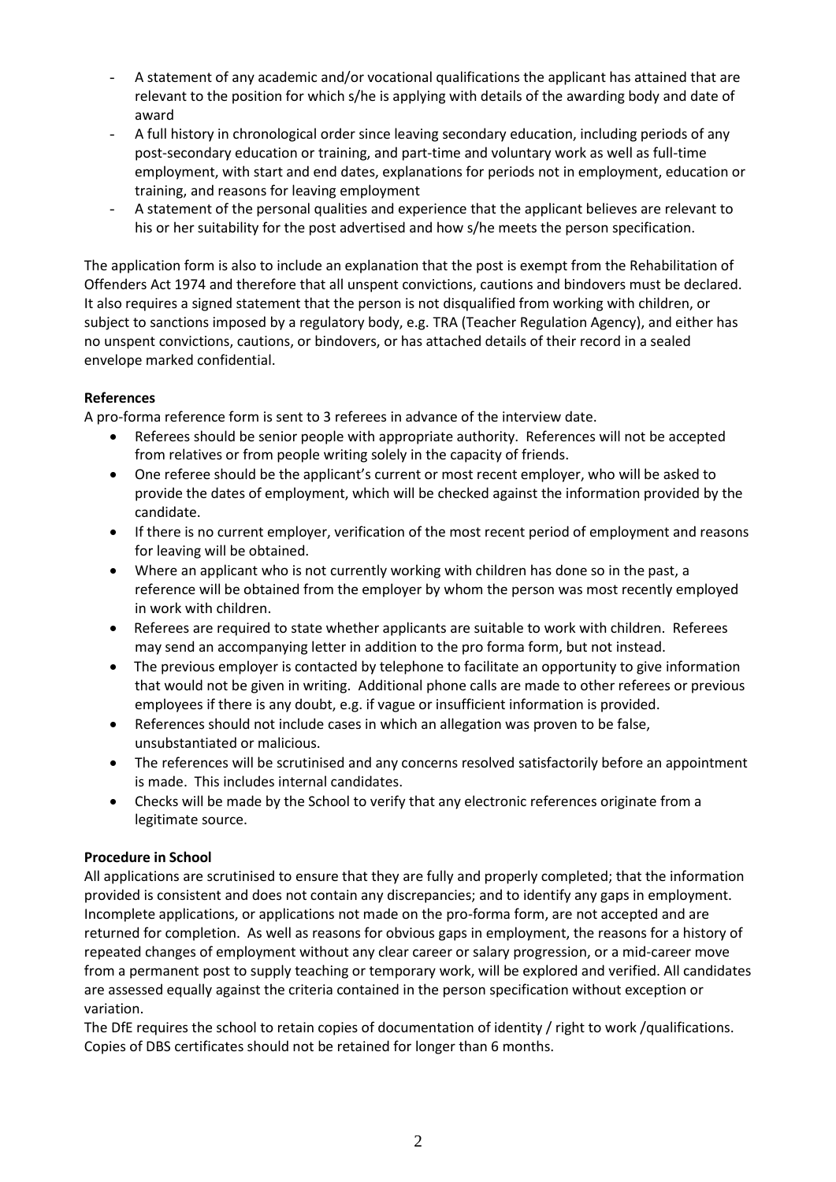- A statement of any academic and/or vocational qualifications the applicant has attained that are relevant to the position for which s/he is applying with details of the awarding body and date of award
- A full history in chronological order since leaving secondary education, including periods of any post-secondary education or training, and part-time and voluntary work as well as full-time employment, with start and end dates, explanations for periods not in employment, education or training, and reasons for leaving employment
- A statement of the personal qualities and experience that the applicant believes are relevant to his or her suitability for the post advertised and how s/he meets the person specification.

The application form is also to include an explanation that the post is exempt from the Rehabilitation of Offenders Act 1974 and therefore that all unspent convictions, cautions and bindovers must be declared. It also requires a signed statement that the person is not disqualified from working with children, or subject to sanctions imposed by a regulatory body, e.g. TRA (Teacher Regulation Agency), and either has no unspent convictions, cautions, or bindovers, or has attached details of their record in a sealed envelope marked confidential.

**References**

A pro-forma reference form is sent to 3 referees in advance of the interview date.

- Referees should be senior people with appropriate authority. References will not be accepted from relatives or from people writing solely in the capacity of friends.
- One referee should be the applicant's current or most recent employer, who will be asked to provide the dates of employment, which will be checked against the information provided by the candidate.
- If there is no current employer, verification of the most recent period of employment and reasons for leaving will be obtained.
- Where an applicant who is not currently working with children has done so in the past, a reference will be obtained from the employer by whom the person was most recently employed in work with children.
- Referees are required to state whether applicants are suitable to work with children. Referees may send an accompanying letter in addition to the pro forma form, but not instead.
- The previous employer is contacted by telephone to facilitate an opportunity to give information that would not be given in writing. Additional phone calls are made to other referees or previous employees if there is any doubt, e.g. if vague or insufficient information is provided.
- References should not include cases in which an allegation was proven to be false, unsubstantiated or malicious.
- The references will be scrutinised and any concerns resolved satisfactorily before an appointment is made. This includes internal candidates.
- Checks will be made by the School to verify that any electronic references originate from a legitimate source.

**Procedure in School**

All applications are scrutinised to ensure that they are fully and properly completed; that the information provided is consistent and does not contain any discrepancies; and to identify any gaps in employment. Incomplete applications, or applications not made on the pro-forma form, are not accepted and are returned for completion. As well as reasons for obvious gaps in employment, the reasons for a history of repeated changes of employment without any clear career or salary progression, or a mid-career move from a permanent post to supply teaching or temporary work, will be explored and verified. All candidates are assessed equally against the criteria contained in the person specification without exception or variation.

The DfE requires the school to retain copies of documentation of identity / right to work /qualifications. Copies of DBS certificates should not be retained for longer than 6 months.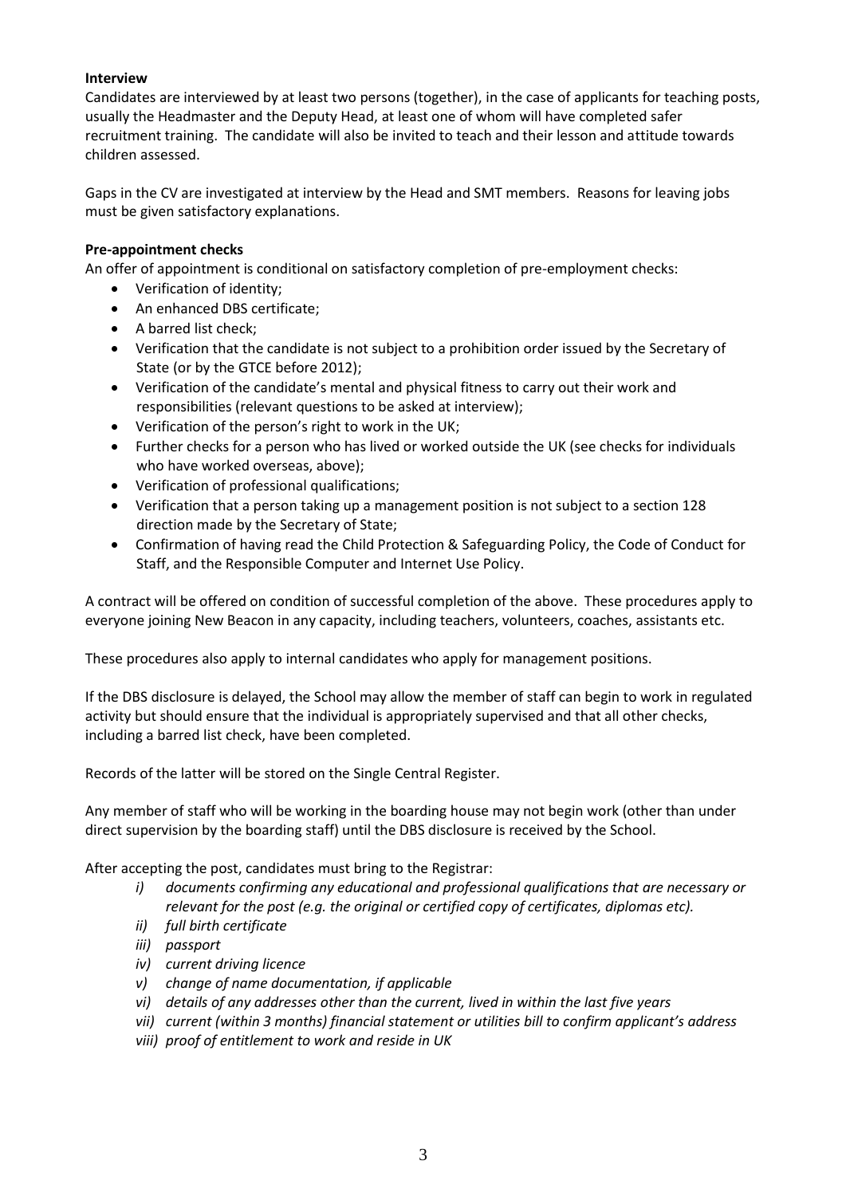**Interview**

Candidates are interviewed by at least two persons (together), in the case of applicants for teaching posts, usually the Headmaster and the Deputy Head, at least one of whom will have completed safer recruitment training. The candidate will also be invited to teach and their lesson and attitude towards children assessed.

Gaps in the CV are investigated at interview by the Head and SMT members. Reasons for leaving jobs must be given satisfactory explanations.

**Pre-appointment checks**

An offer of appointment is conditional on satisfactory completion of pre-employment checks:

- Verification of identity;
- An enhanced DBS certificate;
- A barred list check;
- Verification that the candidate is not subject to a prohibition order issued by the Secretary of State (or by the GTCE before 2012);
- Verification of the candidate's mental and physical fitness to carry out their work and responsibilities (relevant questions to be asked at interview);
- Verification of the person's right to work in the UK;
- Further checks for a person who has lived or worked outside the UK (see checks for individuals who have worked overseas, above);
- Verification of professional qualifications;
- Verification that a person taking up a management position is not subject to a section 128 direction made by the Secretary of State;
- Confirmation of having read the Child Protection & Safeguarding Policy, the Code of Conduct for Staff, and the Responsible Computer and Internet Use Policy.

A contract will be offered on condition of successful completion of the above. These procedures apply to everyone joining New Beacon in any capacity, including teachers, volunteers, coaches, assistants etc.

These procedures also apply to internal candidates who apply for management positions.

If the DBS disclosure is delayed, the School may allow the member of staff can begin to work in regulated activity but should ensure that the individual is appropriately supervised and that all other checks, including a barred list check, have been completed.

Records of the latter will be stored on the Single Central Register.

Any member of staff who will be working in the boarding house may not begin work (other than under direct supervision by the boarding staff) until the DBS disclosure is received by the School.

After accepting the post, candidates must bring to the Registrar:

*i) documents confirming any educational and professional qualifications that are necessary or relevant for the post (e.g. the original or certified copy of certificates, diplomas etc).*
*ii) full birth certificate*
*iii) passport*
*iv) current driving licence*
*v) change of name documentation, if applicable*
*vi) details of any addresses other than the current, lived in within the last five years*
*vii) current (within 3 months) financial statement or utilities bill to confirm applicant's address*
*viii) proof of entitlement to work and reside in UK*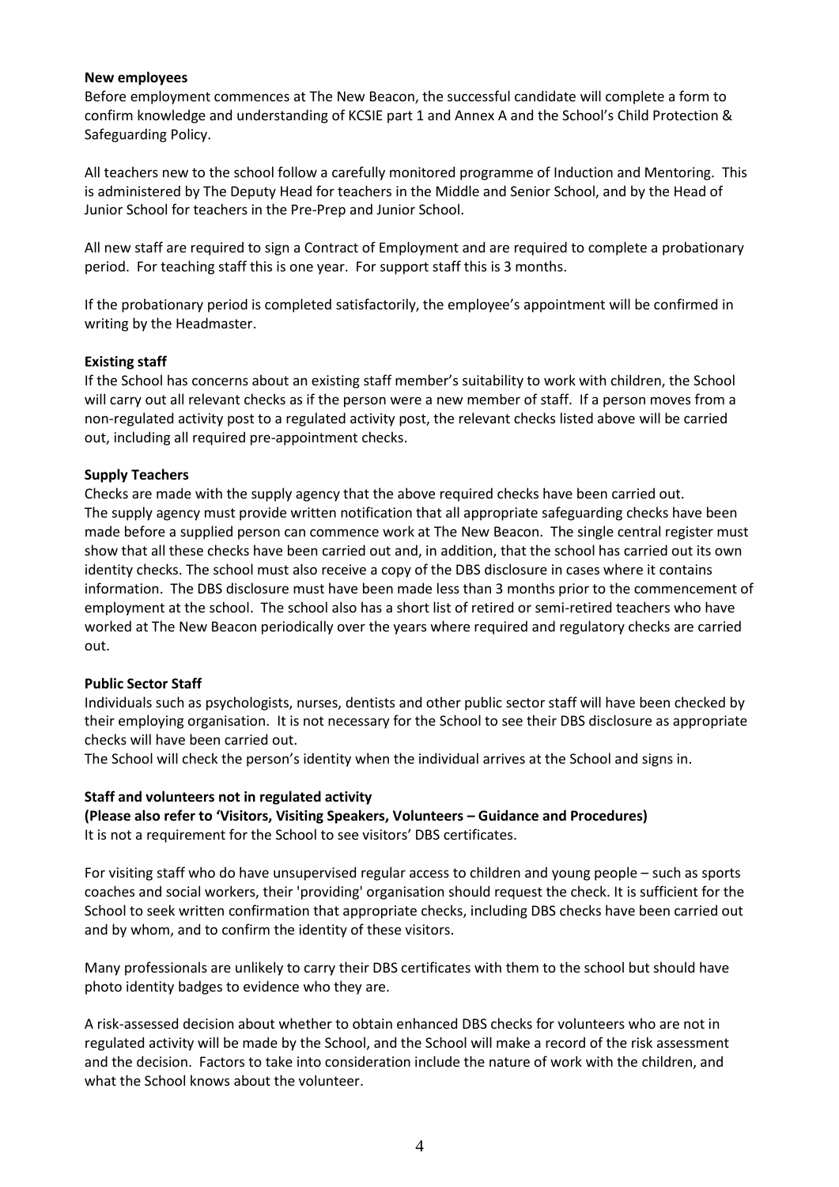**New employees**

Before employment commences at The New Beacon, the successful candidate will complete a form to confirm knowledge and understanding of KCSIE part 1 and Annex A and the School's Child Protection & Safeguarding Policy.

All teachers new to the school follow a carefully monitored programme of Induction and Mentoring. This is administered by The Deputy Head for teachers in the Middle and Senior School, and by the Head of Junior School for teachers in the Pre-Prep and Junior School.

All new staff are required to sign a Contract of Employment and are required to complete a probationary period. For teaching staff this is one year. For support staff this is 3 months.

If the probationary period is completed satisfactorily, the employee's appointment will be confirmed in writing by the Headmaster.

**Existing staff**

If the School has concerns about an existing staff member's suitability to work with children, the School will carry out all relevant checks as if the person were a new member of staff. If a person moves from a non-regulated activity post to a regulated activity post, the relevant checks listed above will be carried out, including all required pre-appointment checks.

**Supply Teachers**

Checks are made with the supply agency that the above required checks have been carried out. The supply agency must provide written notification that all appropriate safeguarding checks have been made before a supplied person can commence work at The New Beacon. The single central register must show that all these checks have been carried out and, in addition, that the school has carried out its own identity checks. The school must also receive a copy of the DBS disclosure in cases where it contains information. The DBS disclosure must have been made less than 3 months prior to the commencement of employment at the school. The school also has a short list of retired or semi-retired teachers who have worked at The New Beacon periodically over the years where required and regulatory checks are carried out.

**Public Sector Staff**

Individuals such as psychologists, nurses, dentists and other public sector staff will have been checked by their employing organisation. It is not necessary for the School to see their DBS disclosure as appropriate checks will have been carried out.

The School will check the person's identity when the individual arrives at the School and signs in.

**Staff and volunteers not in regulated activity**

**(Please also refer to 'Visitors, Visiting Speakers, Volunteers – Guidance and Procedures)**

It is not a requirement for the School to see visitors' DBS certificates.

For visiting staff who do have unsupervised regular access to children and young people – such as sports coaches and social workers, their 'providing' organisation should request the check. It is sufficient for the School to seek written confirmation that appropriate checks, including DBS checks have been carried out and by whom, and to confirm the identity of these visitors.

Many professionals are unlikely to carry their DBS certificates with them to the school but should have photo identity badges to evidence who they are.

A risk-assessed decision about whether to obtain enhanced DBS checks for volunteers who are not in regulated activity will be made by the School, and the School will make a record of the risk assessment and the decision. Factors to take into consideration include the nature of work with the children, and what the School knows about the volunteer.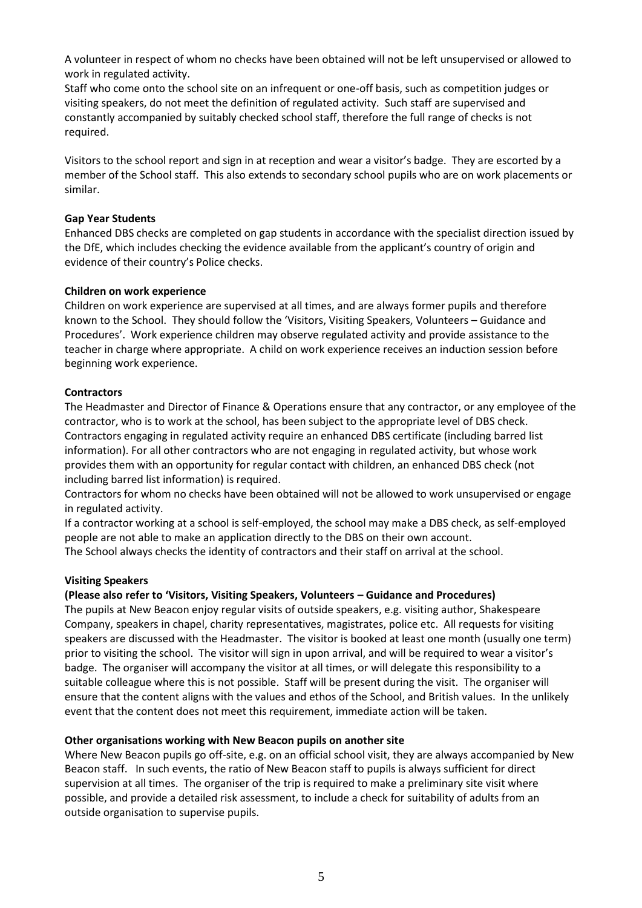A volunteer in respect of whom no checks have been obtained will not be left unsupervised or allowed to work in regulated activity.

Staff who come onto the school site on an infrequent or one-off basis, such as competition judges or visiting speakers, do not meet the definition of regulated activity. Such staff are supervised and constantly accompanied by suitably checked school staff, therefore the full range of checks is not required.

Visitors to the school report and sign in at reception and wear a visitor's badge. They are escorted by a member of the School staff. This also extends to secondary school pupils who are on work placements or similar.

**Gap Year Students**

Enhanced DBS checks are completed on gap students in accordance with the specialist direction issued by the DfE, which includes checking the evidence available from the applicant's country of origin and evidence of their country's Police checks.

**Children on work experience**

Children on work experience are supervised at all times, and are always former pupils and therefore known to the School. They should follow the 'Visitors, Visiting Speakers, Volunteers – Guidance and Procedures'. Work experience children may observe regulated activity and provide assistance to the teacher in charge where appropriate. A child on work experience receives an induction session before beginning work experience.

**Contractors**

The Headmaster and Director of Finance & Operations ensure that any contractor, or any employee of the contractor, who is to work at the school, has been subject to the appropriate level of DBS check. Contractors engaging in regulated activity require an enhanced DBS certificate (including barred list information). For all other contractors who are not engaging in regulated activity, but whose work provides them with an opportunity for regular contact with children, an enhanced DBS check (not including barred list information) is required.

Contractors for whom no checks have been obtained will not be allowed to work unsupervised or engage in regulated activity.

If a contractor working at a school is self-employed, the school may make a DBS check, as self-employed people are not able to make an application directly to the DBS on their own account.

The School always checks the identity of contractors and their staff on arrival at the school.

**Visiting Speakers**

**(Please also refer to 'Visitors, Visiting Speakers, Volunteers – Guidance and Procedures)**

The pupils at New Beacon enjoy regular visits of outside speakers, e.g. visiting author, Shakespeare Company, speakers in chapel, charity representatives, magistrates, police etc. All requests for visiting speakers are discussed with the Headmaster. The visitor is booked at least one month (usually one term) prior to visiting the school. The visitor will sign in upon arrival, and will be required to wear a visitor's badge. The organiser will accompany the visitor at all times, or will delegate this responsibility to a suitable colleague where this is not possible. Staff will be present during the visit. The organiser will ensure that the content aligns with the values and ethos of the School, and British values. In the unlikely event that the content does not meet this requirement, immediate action will be taken.

**Other organisations working with New Beacon pupils on another site**

Where New Beacon pupils go off-site, e.g. on an official school visit, they are always accompanied by New Beacon staff. In such events, the ratio of New Beacon staff to pupils is always sufficient for direct supervision at all times. The organiser of the trip is required to make a preliminary site visit where possible, and provide a detailed risk assessment, to include a check for suitability of adults from an outside organisation to supervise pupils.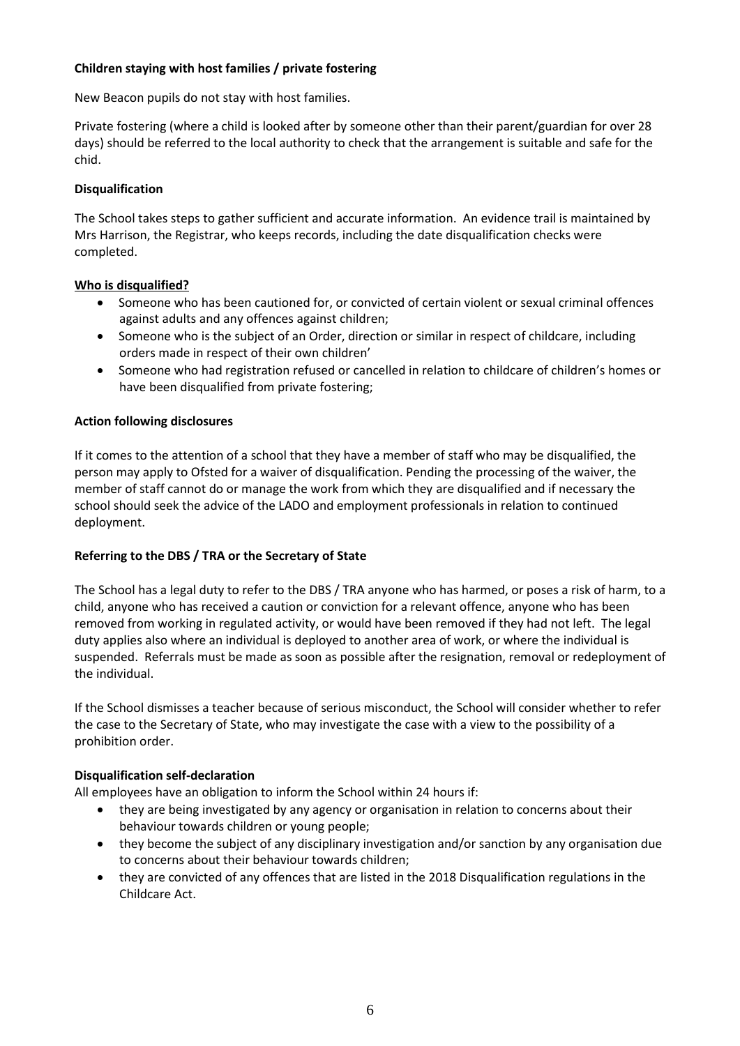**Children staying with host families / private fostering**

New Beacon pupils do not stay with host families.

Private fostering (where a child is looked after by someone other than their parent/guardian for over 28 days) should be referred to the local authority to check that the arrangement is suitable and safe for the chid.

**Disqualification**

The School takes steps to gather sufficient and accurate information. An evidence trail is maintained by Mrs Harrison, the Registrar, who keeps records, including the date disqualification checks were completed.

**Who is disqualified?**

- Someone who has been cautioned for, or convicted of certain violent or sexual criminal offences against adults and any offences against children;
- Someone who is the subject of an Order, direction or similar in respect of childcare, including orders made in respect of their own children'
- Someone who had registration refused or cancelled in relation to childcare of children's homes or have been disqualified from private fostering;

**Action following disclosures**

If it comes to the attention of a school that they have a member of staff who may be disqualified, the person may apply to Ofsted for a waiver of disqualification. Pending the processing of the waiver, the member of staff cannot do or manage the work from which they are disqualified and if necessary the school should seek the advice of the LADO and employment professionals in relation to continued deployment.

**Referring to the DBS / TRA or the Secretary of State**

The School has a legal duty to refer to the DBS / TRA anyone who has harmed, or poses a risk of harm, to a child, anyone who has received a caution or conviction for a relevant offence, anyone who has been removed from working in regulated activity, or would have been removed if they had not left. The legal duty applies also where an individual is deployed to another area of work, or where the individual is suspended. Referrals must be made as soon as possible after the resignation, removal or redeployment of the individual.

If the School dismisses a teacher because of serious misconduct, the School will consider whether to refer the case to the Secretary of State, who may investigate the case with a view to the possibility of a prohibition order.

**Disqualification self-declaration**

All employees have an obligation to inform the School within 24 hours if:

- they are being investigated by any agency or organisation in relation to concerns about their behaviour towards children or young people;
- they become the subject of any disciplinary investigation and/or sanction by any organisation due to concerns about their behaviour towards children;
- they are convicted of any offences that are listed in the 2018 Disqualification regulations in the Childcare Act.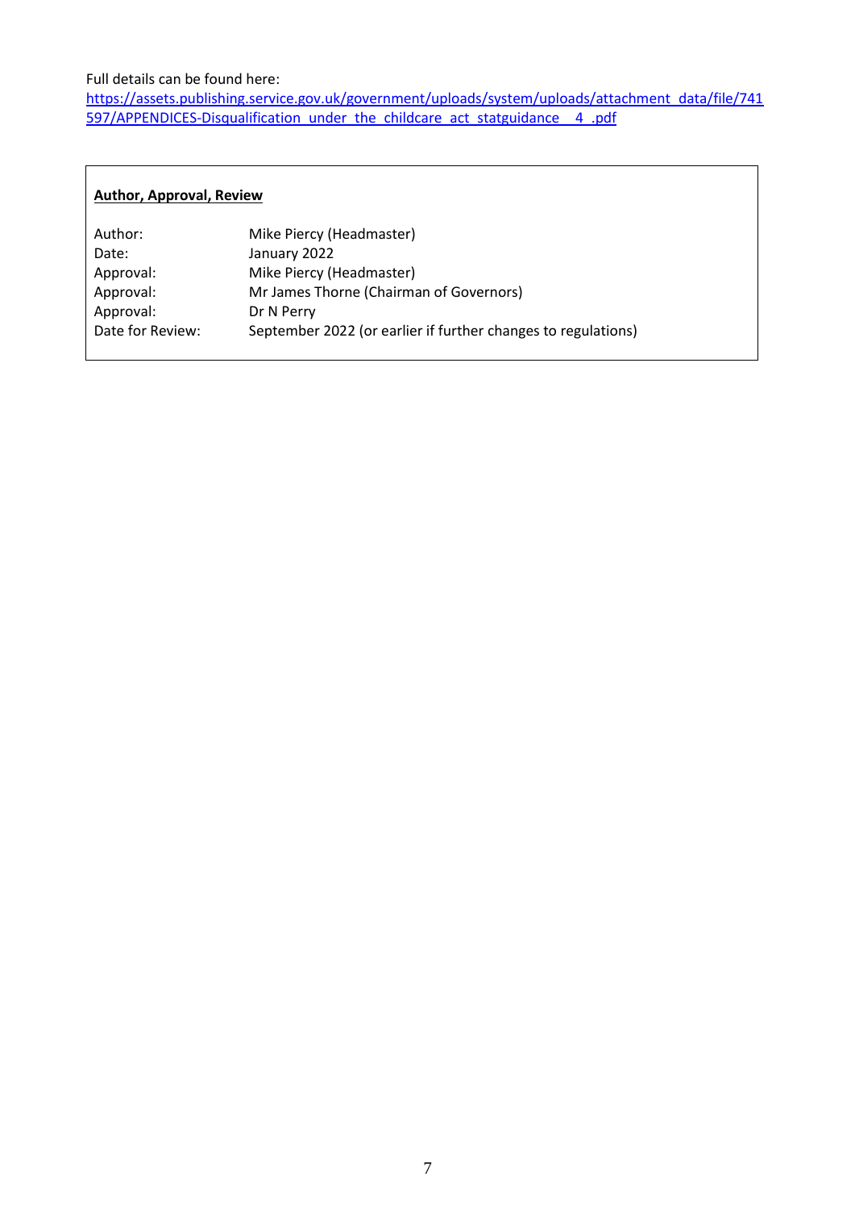Full details can be found here:
https://assets.publishing.service.gov.uk/government/uploads/system/uploads/attachment_data/file/741597/APPENDICES-Disqualification_under_the_childcare_act_statguidance__4_.pdf

**Author, Approval, Review**

| | |
|---|---|
| Author: | Mike Piercy (Headmaster) |
| Date: | January 2022 |
| Approval: | Mike Piercy (Headmaster) |
| Approval: | Mr James Thorne (Chairman of Governors) |
| Approval: | Dr N Perry |
| Date for Review: | September 2022 (or earlier if further changes to regulations) |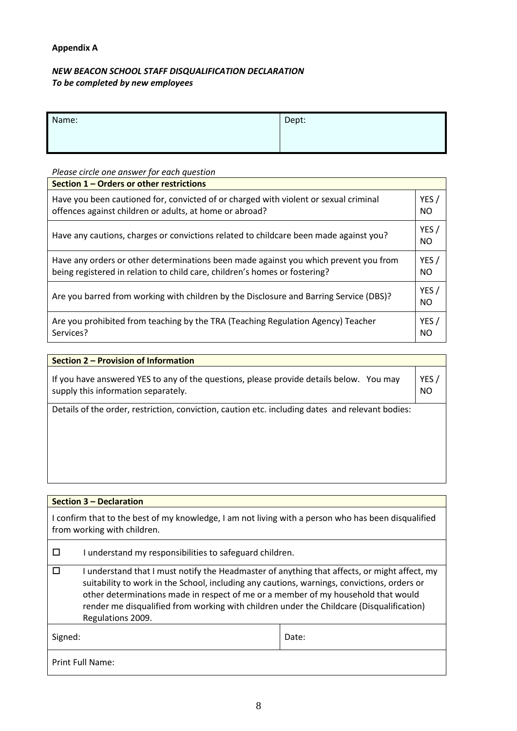**Appendix A**

***NEW BEACON SCHOOL STAFF DISQUALIFICATION DECLARATION***
***To be completed by new employees***

| | |
|---|---|
| Name: | Dept: |

*Please circle one answer for each question*

| **Section 1 – Orders or other restrictions** | |
|---|---|
| Have you been cautioned for, convicted of or charged with violent or sexual criminal offences against children or adults, at home or abroad? | YES / NO |
| Have any cautions, charges or convictions related to childcare been made against you? | YES / NO |
| Have any orders or other determinations been made against you which prevent you from being registered in relation to child care, children's homes or fostering? | YES / NO |
| Are you barred from working with children by the Disclosure and Barring Service (DBS)? | YES / NO |
| Are you prohibited from teaching by the TRA (Teaching Regulation Agency) Teacher Services? | YES / NO |

| **Section 2 – Provision of Information** | |
|---|---|
| If you have answered YES to any of the questions, please provide details below. You may supply this information separately. | YES / NO |
| Details of the order, restriction, conviction, caution etc. including dates and relevant bodies: | |

| **Section 3 – Declaration** | |
|---|---|
| I confirm that to the best of my knowledge, I am not living with a person who has been disqualified from working with children. | |
| ☐ I understand my responsibilities to safeguard children. | |
| ☐ I understand that I must notify the Headmaster of anything that affects, or might affect, my suitability to work in the School, including any cautions, warnings, convictions, orders or other determinations made in respect of me or a member of my household that would render me disqualified from working with children under the Childcare (Disqualification) Regulations 2009. | |
| Signed: | Date: |
| Print Full Name: | |